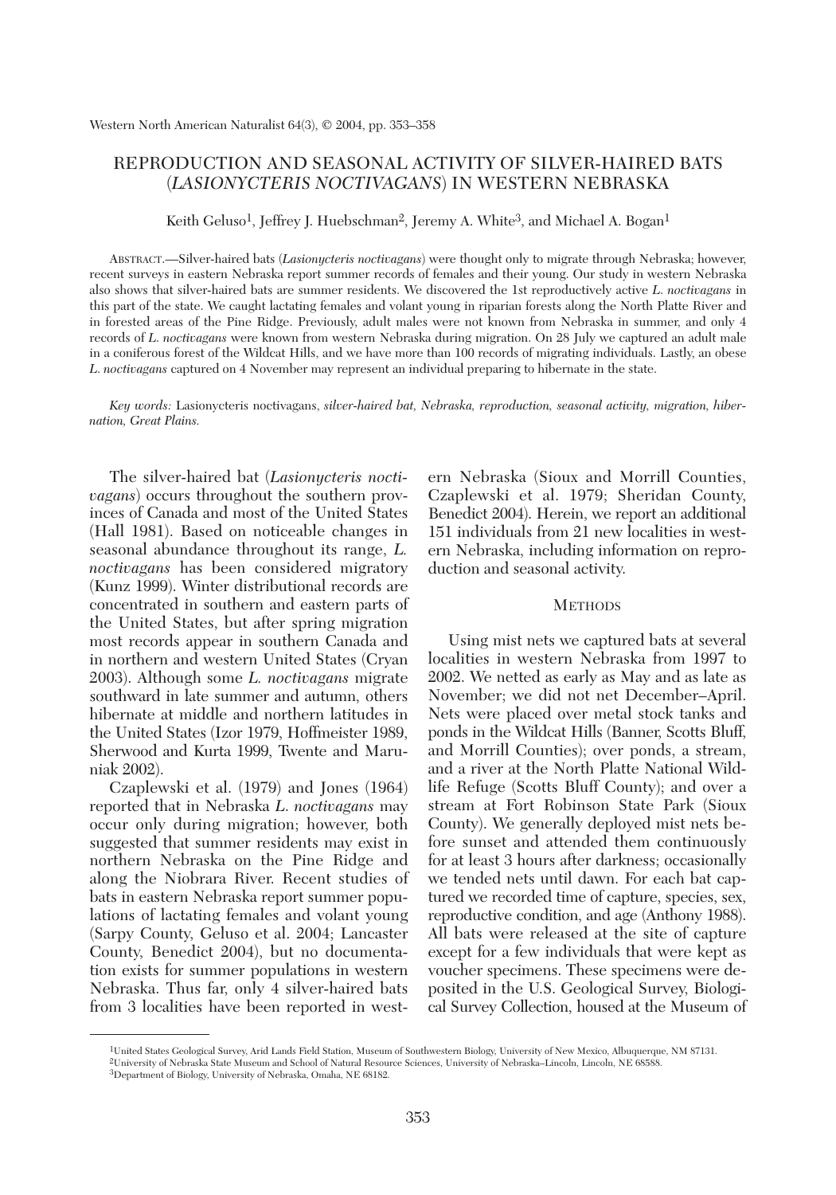# REPRODUCTION AND SEASONAL ACTIVITY OF SILVER-HAIRED BATS (*LASIONYCTERIS NOCTIVAGANS*) IN WESTERN NEBRASKA

Keith Geluso[1], Jeffrey J. Huebschman[2], Jeremy A. White[3], and Michael A. Bogan[1]

Abstract.—Silver-haired bats (*Lasionycteris noctivagans*) were thought only to migrate through Nebraska; however, recent surveys in eastern Nebraska report summer records of females and their young. Our study in western Nebraska also shows that silver-haired bats are summer residents. We discovered the 1st reproductively active *L. noctivagans* in this part of the state. We caught lactating females and volant young in riparian forests along the North Platte River and in forested areas of the Pine Ridge. Previously, adult males were not known from Nebraska in summer, and only 4 records of *L. noctivagans* were known from western Nebraska during migration. On 28 July we captured an adult male in a coniferous forest of the Wildcat Hills, and we have more than 100 records of migrating individuals. Lastly, an obese *L. noctivagans* captured on 4 November may represent an individual preparing to hibernate in the state.

*Key words:* Lasionycteris noctivagans, *silver-haired bat, Nebraska, reproduction, seasonal activity, migration, hibernation, Great Plains.*

The silver-haired bat (*Lasionycteris noctivagans*) occurs throughout the southern provinces of Canada and most of the United States (Hall 1981). Based on noticeable changes in seasonal abundance throughout its range, *L. noctivagans* has been considered migratory (Kunz 1999). Winter distributional records are concentrated in southern and eastern parts of the United States, but after spring migration most records appear in southern Canada and in northern and western United States (Cryan 2003). Although some *L. noctivagans* migrate southward in late summer and autumn, others hibernate at middle and northern latitudes in the United States (Izor 1979, Hoffmeister 1989, Sherwood and Kurta 1999, Twente and Maruniak 2002).

Czaplewski et al. (1979) and Jones (1964) reported that in Nebraska *L. noctivagans* may occur only during migration; however, both suggested that summer residents may exist in northern Nebraska on the Pine Ridge and along the Niobrara River. Recent studies of bats in eastern Nebraska report summer populations of lactating females and volant young (Sarpy County, Geluso et al. 2004; Lancaster County, Benedict 2004), but no documentation exists for summer populations in western Nebraska. Thus far, only 4 silver-haired bats from 3 localities have been reported in western Nebraska (Sioux and Morrill Counties, Czaplewski et al. 1979; Sheridan County, Benedict 2004). Herein, we report an additional 151 individuals from 21 new localities in western Nebraska, including information on reproduction and seasonal activity.

## Methods

Using mist nets we captured bats at several localities in western Nebraska from 1997 to 2002. We netted as early as May and as late as November; we did not net December–April. Nets were placed over metal stock tanks and ponds in the Wildcat Hills (Banner, Scotts Bluff, and Morrill Counties); over ponds, a stream, and a river at the North Platte National Wildlife Refuge (Scotts Bluff County); and over a stream at Fort Robinson State Park (Sioux County). We generally deployed mist nets before sunset and attended them continuously for at least 3 hours after darkness; occasionally we tended nets until dawn. For each bat captured we recorded time of capture, species, sex, reproductive condition, and age (Anthony 1988). All bats were released at the site of capture except for a few individuals that were kept as voucher specimens. These specimens were deposited in the U.S. Geological Survey, Biological Survey Collection, housed at the Museum of

[1]United States Geological Survey, Arid Lands Field Station, Museum of Southwestern Biology, University of New Mexico, Albuquerque, NM 87131.
[2]University of Nebraska State Museum and School of Natural Resource Sciences, University of Nebraska–Lincoln, Lincoln, NE 68588.
[3]Department of Biology, University of Nebraska, Omaha, NE 68182.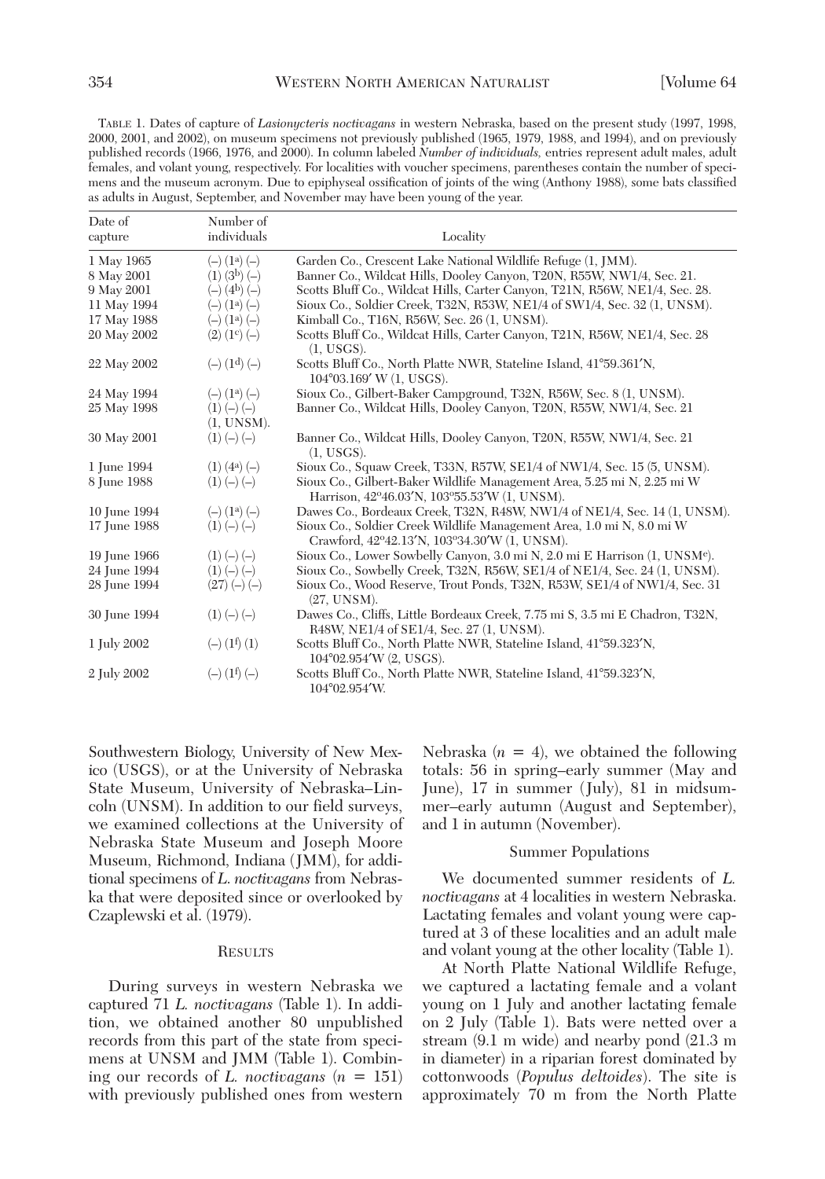TABLE 1. Dates of capture of *Lasionycteris noctivagans* in western Nebraska, based on the present study (1997, 1998, 2000, 2001, and 2002), on museum specimens not previously published (1965, 1979, 1988, and 1994), and on previously published records (1966, 1976, and 2000). In column labeled *Number of individuals,* entries represent adult males, adult females, and volant young, respectively. For localities with voucher specimens, parentheses contain the number of specimens and the museum acronym. Due to epiphyseal ossification of joints of the wing (Anthony 1988), some bats classified as adults in August, September, and November may have been young of the year.

| Date of capture | Number of individuals | Locality |
|---|---|---|
| 1 May 1965 | (–) (1[a]) (–) | Garden Co., Crescent Lake National Wildlife Refuge (1, JMM). |
| 8 May 2001 | (1) (3[b]) (–) | Banner Co., Wildcat Hills, Dooley Canyon, T20N, R55W, NW1/4, Sec. 21. |
| 9 May 2001 | (–) (4[b]) (–) | Scotts Bluff Co., Wildcat Hills, Carter Canyon, T21N, R56W, NE1/4, Sec. 28. |
| 11 May 1994 | (–) (1[a]) (–) | Sioux Co., Soldier Creek, T32N, R53W, NE1/4 of SW1/4, Sec. 32 (1, UNSM). |
| 17 May 1988 | (–) (1[a]) (–) | Kimball Co., T16N, R56W, Sec. 26 (1, UNSM). |
| 20 May 2002 | (2) (1[c]) (–) | Scotts Bluff Co., Wildcat Hills, Carter Canyon, T21N, R56W, NE1/4, Sec. 28 (1, USGS). |
| 22 May 2002 | (–) (1[d]) (–) | Scotts Bluff Co., North Platte NWR, Stateline Island, 41°59.361′N, 104°03.169′ W (1, USGS). |
| 24 May 1994 | (–) (1[a]) (–) | Sioux Co., Gilbert-Baker Campground, T32N, R56W, Sec. 8 (1, UNSM). |
| 25 May 1998 | (1) (–) (–) (1, UNSM). | Banner Co., Wildcat Hills, Dooley Canyon, T20N, R55W, NW1/4, Sec. 21 |
| 30 May 2001 | (1) (–) (–) | Banner Co., Wildcat Hills, Dooley Canyon, T20N, R55W, NW1/4, Sec. 21 (1, USGS). |
| 1 June 1994 | (1) (4[a]) (–) | Sioux Co., Squaw Creek, T33N, R57W, SE1/4 of NW1/4, Sec. 15 (5, UNSM). |
| 8 June 1988 | (1) (–) (–) | Sioux Co., Gilbert-Baker Wildlife Management Area, 5.25 mi N, 2.25 mi W Harrison, 42°46.03′N, 103°55.53′W (1, UNSM). |
| 10 June 1994 | (–) (1[a]) (–) | Dawes Co., Bordeaux Creek, T32N, R48W, NW1/4 of NE1/4, Sec. 14 (1, UNSM). |
| 17 June 1988 | (1) (–) (–) | Sioux Co., Soldier Creek Wildlife Management Area, 1.0 mi N, 8.0 mi W Crawford, 42°42.13′N, 103°34.30′W (1, UNSM). |
| 19 June 1966 | (1) (–) (–) | Sioux Co., Lower Sowbelly Canyon, 3.0 mi N, 2.0 mi E Harrison (1, UNSM[e]). |
| 24 June 1994 | (1) (–) (–) | Sioux Co., Sowbelly Creek, T32N, R56W, SE1/4 of NE1/4, Sec. 24 (1, UNSM). |
| 28 June 1994 | (27) (–) (–) | Sioux Co., Wood Reserve, Trout Ponds, T32N, R53W, SE1/4 of NW1/4, Sec. 31 (27, UNSM). |
| 30 June 1994 | (1) (–) (–) | Dawes Co., Cliffs, Little Bordeaux Creek, 7.75 mi S, 3.5 mi E Chadron, T32N, R48W, NE1/4 of SE1/4, Sec. 27 (1, UNSM). |
| 1 July 2002 | (–) (1[f]) (1) | Scotts Bluff Co., North Platte NWR, Stateline Island, 41°59.323′N, 104°02.954′W (2, USGS). |
| 2 July 2002 | (–) (1[f]) (–) | Scotts Bluff Co., North Platte NWR, Stateline Island, 41°59.323′N, 104°02.954′W. |

Southwestern Biology, University of New Mexico (USGS), or at the University of Nebraska State Museum, University of Nebraska–Lincoln (UNSM). In addition to our field surveys, we examined collections at the University of Nebraska State Museum and Joseph Moore Museum, Richmond, Indiana (JMM), for additional specimens of *L. noctivagans* from Nebraska that were deposited since or overlooked by Czaplewski et al. (1979).

## RESULTS

During surveys in western Nebraska we captured 71 *L. noctivagans* (Table 1). In addition, we obtained another 80 unpublished records from this part of the state from specimens at UNSM and JMM (Table 1). Combining our records of *L. noctivagans* ($n = 151$) with previously published ones from western Nebraska ($n = 4$), we obtained the following totals: 56 in spring–early summer (May and June), 17 in summer (July), 81 in midsummer–early autumn (August and September), and 1 in autumn (November).

### Summer Populations

We documented summer residents of *L. noctivagans* at 4 localities in western Nebraska. Lactating females and volant young were captured at 3 of these localities and an adult male and volant young at the other locality (Table 1).

At North Platte National Wildlife Refuge, we captured a lactating female and a volant young on 1 July and another lactating female on 2 July (Table 1). Bats were netted over a stream (9.1 m wide) and nearby pond (21.3 m in diameter) in a riparian forest dominated by cottonwoods (*Populus deltoides*). The site is approximately 70 m from the North Platte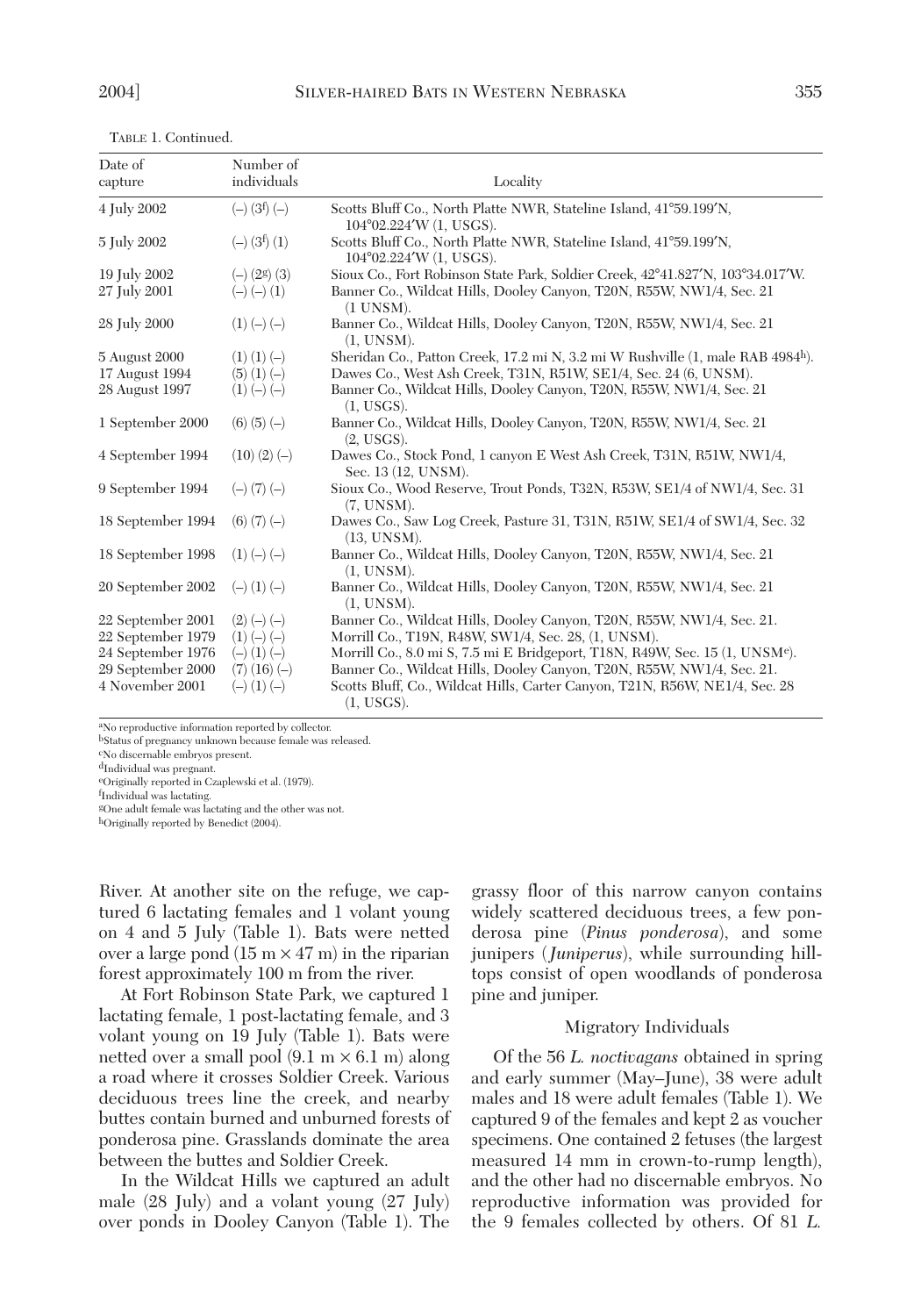TABLE 1. Continued.

| Date of capture | Number of individuals | Locality |
|---|---|---|
| 4 July 2002 | (–) (3[f]) (–) | Scotts Bluff Co., North Platte NWR, Stateline Island, 41°59.199′N, 104°02.224′W (1, USGS). |
| 5 July 2002 | (–) (3[f]) (1) | Scotts Bluff Co., North Platte NWR, Stateline Island, 41°59.199′N, 104°02.224′W (1, USGS). |
| 19 July 2002 | (–) (2[g]) (3) | Sioux Co., Fort Robinson State Park, Soldier Creek, 42°41.827′N, 103°34.017′W. |
| 27 July 2001 | (–) (–) (1) | Banner Co., Wildcat Hills, Dooley Canyon, T20N, R55W, NW1/4, Sec. 21 (1 UNSM). |
| 28 July 2000 | (1) (–) (–) | Banner Co., Wildcat Hills, Dooley Canyon, T20N, R55W, NW1/4, Sec. 21 (1, UNSM). |
| 5 August 2000 | (1) (1) (–) | Sheridan Co., Patton Creek, 17.2 mi N, 3.2 mi W Rushville (1, male RAB 4984[h]). |
| 17 August 1994 | (5) (1) (–) | Dawes Co., West Ash Creek, T31N, R51W, SE1/4, Sec. 24 (6, UNSM). |
| 28 August 1997 | (1) (–) (–) | Banner Co., Wildcat Hills, Dooley Canyon, T20N, R55W, NW1/4, Sec. 21 (1, USGS). |
| 1 September 2000 | (6) (5) (–) | Banner Co., Wildcat Hills, Dooley Canyon, T20N, R55W, NW1/4, Sec. 21 (2, USGS). |
| 4 September 1994 | (10) (2) (–) | Dawes Co., Stock Pond, 1 canyon E West Ash Creek, T31N, R51W, NW1/4, Sec. 13 (12, UNSM). |
| 9 September 1994 | (–) (7) (–) | Sioux Co., Wood Reserve, Trout Ponds, T32N, R53W, SE1/4 of NW1/4, Sec. 31 (7, UNSM). |
| 18 September 1994 | (6) (7) (–) | Dawes Co., Saw Log Creek, Pasture 31, T31N, R51W, SE1/4 of SW1/4, Sec. 32 (13, UNSM). |
| 18 September 1998 | (1) (–) (–) | Banner Co., Wildcat Hills, Dooley Canyon, T20N, R55W, NW1/4, Sec. 21 (1, UNSM). |
| 20 September 2002 | (–) (1) (–) | Banner Co., Wildcat Hills, Dooley Canyon, T20N, R55W, NW1/4, Sec. 21 (1, UNSM). |
| 22 September 2001 | (2) (–) (–) | Banner Co., Wildcat Hills, Dooley Canyon, T20N, R55W, NW1/4, Sec. 21. |
| 22 September 1979 | (1) (–) (–) | Morrill Co., T19N, R48W, SW1/4, Sec. 28, (1, UNSM). |
| 24 September 1976 | (–) (1) (–) | Morrill Co., 8.0 mi S, 7.5 mi E Bridgeport, T18N, R49W, Sec. 15 (1, UNSM[e]). |
| 29 September 2000 | (7) (16) (–) | Banner Co., Wildcat Hills, Dooley Canyon, T20N, R55W, NW1/4, Sec. 21. |
| 4 November 2001 | (–) (1) (–) | Scotts Bluff, Co., Wildcat Hills, Carter Canyon, T21N, R56W, NE1/4, Sec. 28 (1, USGS). |

[a]No reproductive information reported by collector.
[b]Status of pregnancy unknown because female was released.
[c]No discernable embryos present.
[d]Individual was pregnant.
[e]Originally reported in Czaplewski et al. (1979).
[f]Individual was lactating.
[g]One adult female was lactating and the other was not.
[h]Originally reported by Benedict (2004).

River. At another site on the refuge, we captured 6 lactating females and 1 volant young on 4 and 5 July (Table 1). Bats were netted over a large pond (15 m × 47 m) in the riparian forest approximately 100 m from the river.

At Fort Robinson State Park, we captured 1 lactating female, 1 post-lactating female, and 3 volant young on 19 July (Table 1). Bats were netted over a small pool (9.1 m × 6.1 m) along a road where it crosses Soldier Creek. Various deciduous trees line the creek, and nearby buttes contain burned and unburned forests of ponderosa pine. Grasslands dominate the area between the buttes and Soldier Creek.

In the Wildcat Hills we captured an adult male (28 July) and a volant young (27 July) over ponds in Dooley Canyon (Table 1). The grassy floor of this narrow canyon contains widely scattered deciduous trees, a few ponderosa pine (*Pinus ponderosa*), and some junipers (*Juniperus*), while surrounding hilltops consist of open woodlands of ponderosa pine and juniper.

### Migratory Individuals

Of the 56 *L. noctivagans* obtained in spring and early summer (May–June), 38 were adult males and 18 were adult females (Table 1). We captured 9 of the females and kept 2 as voucher specimens. One contained 2 fetuses (the largest measured 14 mm in crown-to-rump length), and the other had no discernable embryos. No reproductive information was provided for the 9 females collected by others. Of 81 *L.*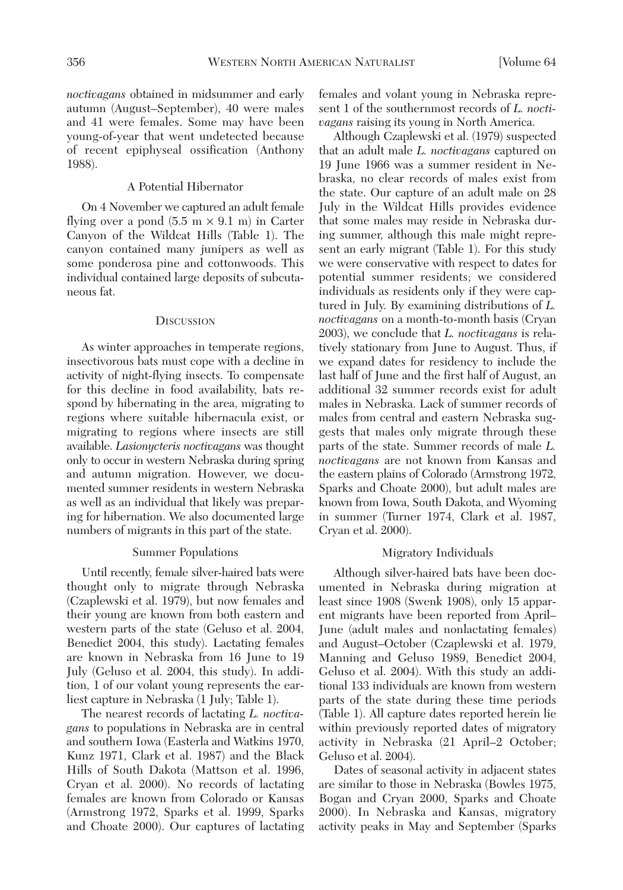*noctivagans* obtained in midsummer and early autumn (August–September), 40 were males and 41 were females. Some may have been young-of-year that went undetected because of recent epiphyseal ossification (Anthony 1988).

### A Potential Hibernator

On 4 November we captured an adult female flying over a pond (5.5 m × 9.1 m) in Carter Canyon of the Wildcat Hills (Table 1). The canyon contained many junipers as well as some ponderosa pine and cottonwoods. This individual contained large deposits of subcutaneous fat.

## Discussion

As winter approaches in temperate regions, insectivorous bats must cope with a decline in activity of night-flying insects. To compensate for this decline in food availability, bats respond by hibernating in the area, migrating to regions where suitable hibernacula exist, or migrating to regions where insects are still available. *Lasionycteris noctivagans* was thought only to occur in western Nebraska during spring and autumn migration. However, we documented summer residents in western Nebraska as well as an individual that likely was preparing for hibernation. We also documented large numbers of migrants in this part of the state.

### Summer Populations

Until recently, female silver-haired bats were thought only to migrate through Nebraska (Czaplewski et al. 1979), but now females and their young are known from both eastern and western parts of the state (Geluso et al. 2004, Benedict 2004, this study). Lactating females are known in Nebraska from 16 June to 19 July (Geluso et al. 2004, this study). In addition, 1 of our volant young represents the earliest capture in Nebraska (1 July; Table 1).

The nearest records of lactating *L. noctivagans* to populations in Nebraska are in central and southern Iowa (Easterla and Watkins 1970, Kunz 1971, Clark et al. 1987) and the Black Hills of South Dakota (Mattson et al. 1996, Cryan et al. 2000). No records of lactating females are known from Colorado or Kansas (Armstrong 1972, Sparks et al. 1999, Sparks and Choate 2000). Our captures of lactating females and volant young in Nebraska represent 1 of the southernmost records of *L. noctivagans* raising its young in North America.

Although Czaplewski et al. (1979) suspected that an adult male *L. noctivagans* captured on 19 June 1966 was a summer resident in Nebraska, no clear records of males exist from the state. Our capture of an adult male on 28 July in the Wildcat Hills provides evidence that some males may reside in Nebraska during summer, although this male might represent an early migrant (Table 1). For this study we were conservative with respect to dates for potential summer residents; we considered individuals as residents only if they were captured in July. By examining distributions of *L. noctivagans* on a month-to-month basis (Cryan 2003), we conclude that *L. noctivagans* is relatively stationary from June to August. Thus, if we expand dates for residency to include the last half of June and the first half of August, an additional 32 summer records exist for adult males in Nebraska. Lack of summer records of males from central and eastern Nebraska suggests that males only migrate through these parts of the state. Summer records of male *L. noctivagans* are not known from Kansas and the eastern plains of Colorado (Armstrong 1972, Sparks and Choate 2000), but adult males are known from Iowa, South Dakota, and Wyoming in summer (Turner 1974, Clark et al. 1987, Cryan et al. 2000).

### Migratory Individuals

Although silver-haired bats have been documented in Nebraska during migration at least since 1908 (Swenk 1908), only 15 apparent migrants have been reported from April–June (adult males and nonlactating females) and August–October (Czaplewski et al. 1979, Manning and Geluso 1989, Benedict 2004, Geluso et al. 2004). With this study an additional 133 individuals are known from western parts of the state during these time periods (Table 1). All capture dates reported herein lie within previously reported dates of migratory activity in Nebraska (21 April–2 October; Geluso et al. 2004).

Dates of seasonal activity in adjacent states are similar to those in Nebraska (Bowles 1975, Bogan and Cryan 2000, Sparks and Choate 2000). In Nebraska and Kansas, migratory activity peaks in May and September (Sparks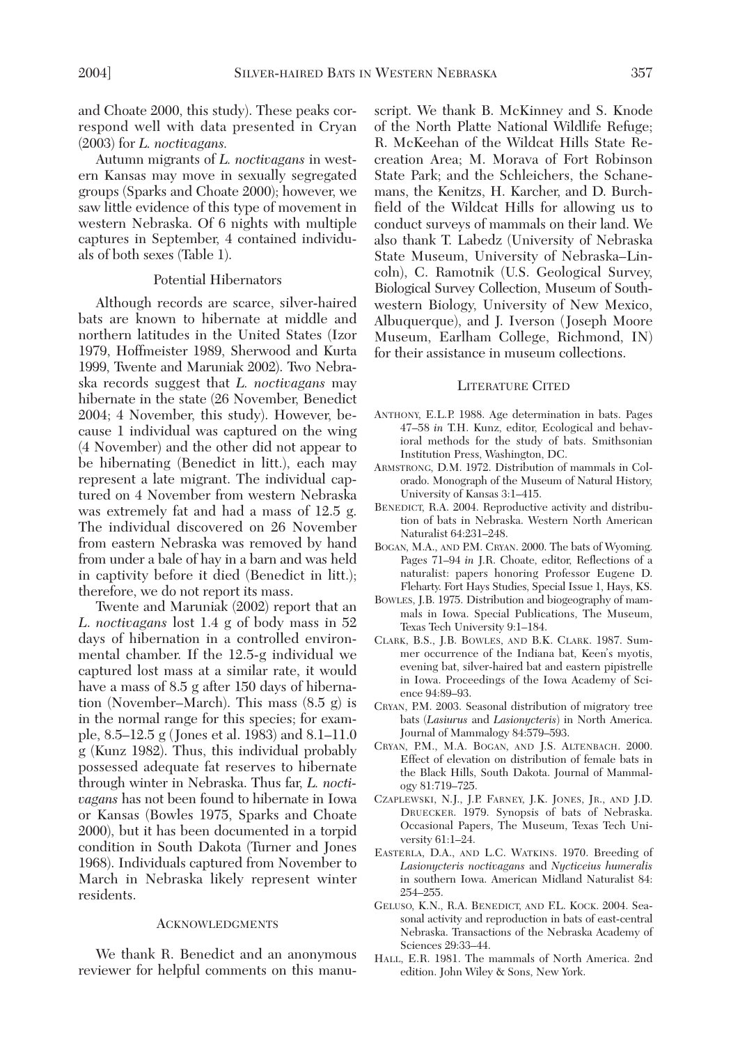and Choate 2000, this study). These peaks correspond well with data presented in Cryan (2003) for *L. noctivagans*.

Autumn migrants of *L. noctivagans* in western Kansas may move in sexually segregated groups (Sparks and Choate 2000); however, we saw little evidence of this type of movement in western Nebraska. Of 6 nights with multiple captures in September, 4 contained individuals of both sexes (Table 1).

### Potential Hibernators

Although records are scarce, silver-haired bats are known to hibernate at middle and northern latitudes in the United States (Izor 1979, Hoffmeister 1989, Sherwood and Kurta 1999, Twente and Maruniak 2002). Two Nebraska records suggest that *L. noctivagans* may hibernate in the state (26 November, Benedict 2004; 4 November, this study). However, because 1 individual was captured on the wing (4 November) and the other did not appear to be hibernating (Benedict in litt.), each may represent a late migrant. The individual captured on 4 November from western Nebraska was extremely fat and had a mass of 12.5 g. The individual discovered on 26 November from eastern Nebraska was removed by hand from under a bale of hay in a barn and was held in captivity before it died (Benedict in litt.); therefore, we do not report its mass.

Twente and Maruniak (2002) report that an *L. noctivagans* lost 1.4 g of body mass in 52 days of hibernation in a controlled environmental chamber. If the 12.5-g individual we captured lost mass at a similar rate, it would have a mass of 8.5 g after 150 days of hibernation (November–March). This mass (8.5 g) is in the normal range for this species; for example, 8.5–12.5 g (Jones et al. 1983) and 8.1–11.0 g (Kunz 1982). Thus, this individual probably possessed adequate fat reserves to hibernate through winter in Nebraska. Thus far, *L. noctivagans* has not been found to hibernate in Iowa or Kansas (Bowles 1975, Sparks and Choate 2000), but it has been documented in a torpid condition in South Dakota (Turner and Jones 1968). Individuals captured from November to March in Nebraska likely represent winter residents.

## Acknowledgments

We thank R. Benedict and an anonymous reviewer for helpful comments on this manuscript. We thank B. McKinney and S. Knode of the North Platte National Wildlife Refuge; R. McKeehan of the Wildcat Hills State Recreation Area; M. Morava of Fort Robinson State Park; and the Schleichers, the Schanemans, the Kenitzs, H. Karcher, and D. Burchfield of the Wildcat Hills for allowing us to conduct surveys of mammals on their land. We also thank T. Labedz (University of Nebraska State Museum, University of Nebraska–Lincoln), C. Ramotnik (U.S. Geological Survey, Biological Survey Collection, Museum of Southwestern Biology, University of New Mexico, Albuquerque), and J. Iverson (Joseph Moore Museum, Earlham College, Richmond, IN) for their assistance in museum collections.

## Literature Cited

Anthony, E.L.P. 1988. Age determination in bats. Pages 47–58 *in* T.H. Kunz, editor, Ecological and behavioral methods for the study of bats. Smithsonian Institution Press, Washington, DC.

Armstrong, D.M. 1972. Distribution of mammals in Colorado. Monograph of the Museum of Natural History, University of Kansas 3:1–415.

Benedict, R.A. 2004. Reproductive activity and distribution of bats in Nebraska. Western North American Naturalist 64:231–248.

Bogan, M.A., and P.M. Cryan. 2000. The bats of Wyoming. Pages 71–94 *in* J.R. Choate, editor, Reflections of a naturalist: papers honoring Professor Eugene D. Fleharty. Fort Hays Studies, Special Issue 1, Hays, KS.

Bowles, J.B. 1975. Distribution and biogeography of mammals in Iowa. Special Publications, The Museum, Texas Tech University 9:1–184.

Clark, B.S., J.B. Bowles, and B.K. Clark. 1987. Summer occurrence of the Indiana bat, Keen's myotis, evening bat, silver-haired bat and eastern pipistrelle in Iowa. Proceedings of the Iowa Academy of Science 94:89–93.

Cryan, P.M. 2003. Seasonal distribution of migratory tree bats (*Lasiurus* and *Lasionycteris*) in North America. Journal of Mammalogy 84:579–593.

Cryan, P.M., M.A. Bogan, and J.S. Altenbach. 2000. Effect of elevation on distribution of female bats in the Black Hills, South Dakota. Journal of Mammalogy 81:719–725.

Czaplewski, N.J., J.P. Farney, J.K. Jones, Jr., and J.D. Druecker. 1979. Synopsis of bats of Nebraska. Occasional Papers, The Museum, Texas Tech University 61:1–24.

Easterla, D.A., and L.C. Watkins. 1970. Breeding of *Lasionycteris noctivagans* and *Nycticeius humeralis* in southern Iowa. American Midland Naturalist 84: 254–255.

Geluso, K.N., R.A. Benedict, and F.L. Kock. 2004. Seasonal activity and reproduction in bats of east-central Nebraska. Transactions of the Nebraska Academy of Sciences 29:33–44.

Hall, E.R. 1981. The mammals of North America. 2nd edition. John Wiley & Sons, New York.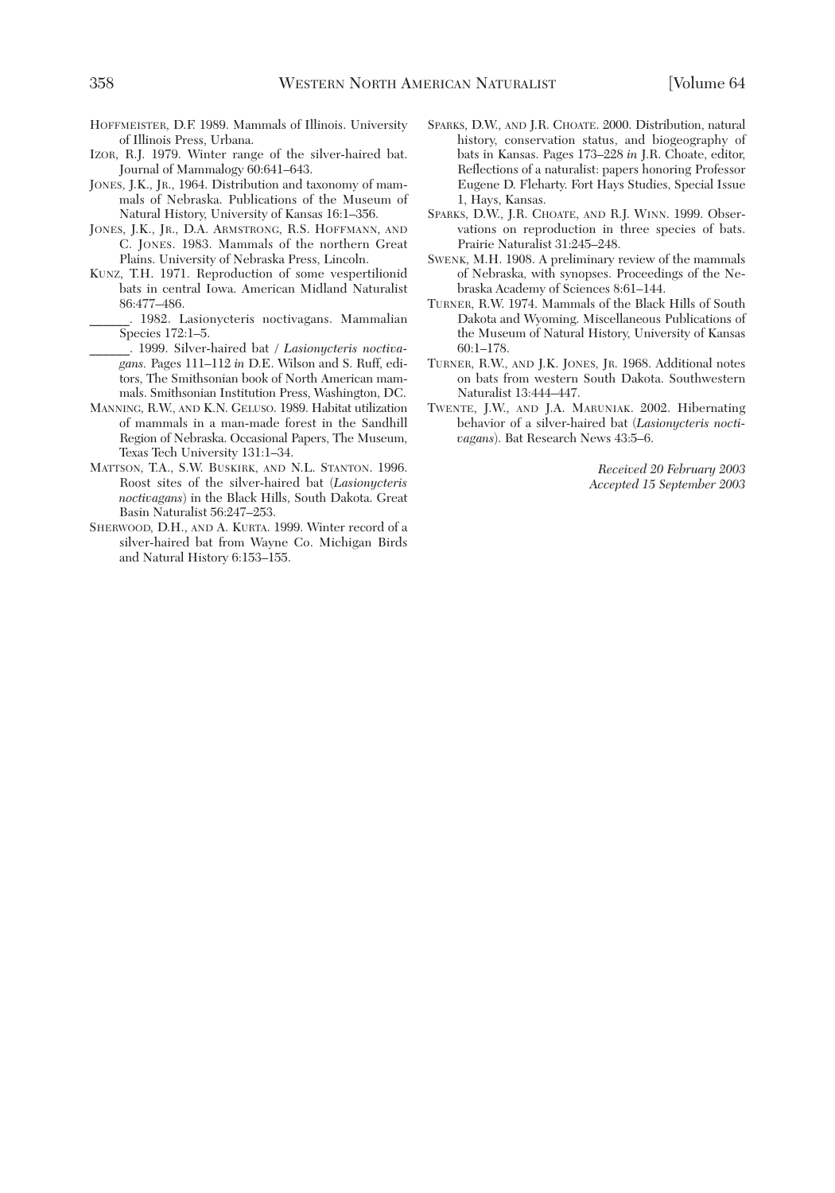HOFFMEISTER, D.F. 1989. Mammals of Illinois. University of Illinois Press, Urbana.

IZOR, R.J. 1979. Winter range of the silver-haired bat. Journal of Mammalogy 60:641–643.

JONES, J.K., JR., 1964. Distribution and taxonomy of mammals of Nebraska. Publications of the Museum of Natural History, University of Kansas 16:1–356.

JONES, J.K., JR., D.A. ARMSTRONG, R.S. HOFFMANN, AND C. JONES. 1983. Mammals of the northern Great Plains. University of Nebraska Press, Lincoln.

KUNZ, T.H. 1971. Reproduction of some vespertilionid bats in central Iowa. American Midland Naturalist 86:477–486.

______. 1982. Lasionycteris noctivagans. Mammalian Species 172:1–5.

______. 1999. Silver-haired bat / *Lasionycteris noctivagans.* Pages 111–112 *in* D.E. Wilson and S. Ruff, editors, The Smithsonian book of North American mammals. Smithsonian Institution Press, Washington, DC.

MANNING, R.W., AND K.N. GELUSO. 1989. Habitat utilization of mammals in a man-made forest in the Sandhill Region of Nebraska. Occasional Papers, The Museum, Texas Tech University 131:1–34.

MATTSON, T.A., S.W. BUSKIRK, AND N.L. STANTON. 1996. Roost sites of the silver-haired bat (*Lasionycteris noctivagans*) in the Black Hills, South Dakota. Great Basin Naturalist 56:247–253.

SHERWOOD, D.H., AND A. KURTA. 1999. Winter record of a silver-haired bat from Wayne Co. Michigan Birds and Natural History 6:153–155.

SPARKS, D.W., AND J.R. CHOATE. 2000. Distribution, natural history, conservation status, and biogeography of bats in Kansas. Pages 173–228 *in* J.R. Choate, editor, Reflections of a naturalist: papers honoring Professor Eugene D. Fleharty. Fort Hays Studies, Special Issue 1, Hays, Kansas.

SPARKS, D.W., J.R. CHOATE, AND R.J. WINN. 1999. Observations on reproduction in three species of bats. Prairie Naturalist 31:245–248.

SWENK, M.H. 1908. A preliminary review of the mammals of Nebraska, with synopses. Proceedings of the Nebraska Academy of Sciences 8:61–144.

TURNER, R.W. 1974. Mammals of the Black Hills of South Dakota and Wyoming. Miscellaneous Publications of the Museum of Natural History, University of Kansas 60:1–178.

TURNER, R.W., AND J.K. JONES, JR. 1968. Additional notes on bats from western South Dakota. Southwestern Naturalist 13:444–447.

TWENTE, J.W., AND J.A. MARUNIAK. 2002. Hibernating behavior of a silver-haired bat (*Lasionycteris noctivagans*). Bat Research News 43:5–6.

*Received 20 February 2003*
*Accepted 15 September 2003*